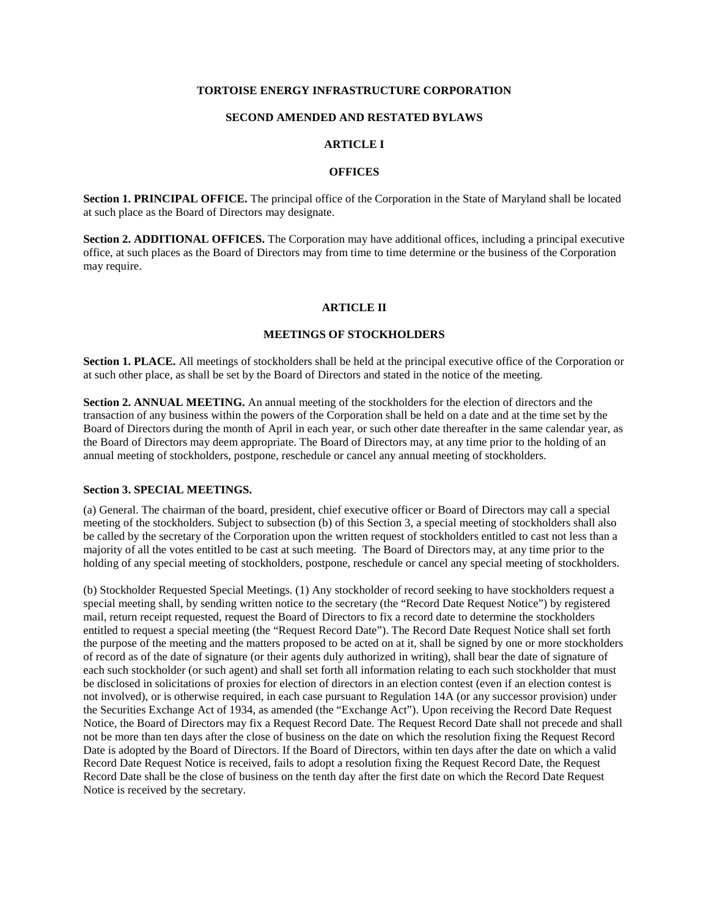**TORTOISE ENERGY INFRASTRUCTURE CORPORATION**

**SECOND AMENDED AND RESTATED BYLAWS**

**ARTICLE I**

**OFFICES**

**Section 1. PRINCIPAL OFFICE.** The principal office of the Corporation in the State of Maryland shall be located at such place as the Board of Directors may designate.

**Section 2. ADDITIONAL OFFICES.** The Corporation may have additional offices, including a principal executive office, at such places as the Board of Directors may from time to time determine or the business of the Corporation may require.

**ARTICLE II**

**MEETINGS OF STOCKHOLDERS**

**Section 1. PLACE.** All meetings of stockholders shall be held at the principal executive office of the Corporation or at such other place, as shall be set by the Board of Directors and stated in the notice of the meeting.

**Section 2. ANNUAL MEETING.** An annual meeting of the stockholders for the election of directors and the transaction of any business within the powers of the Corporation shall be held on a date and at the time set by the Board of Directors during the month of April in each year, or such other date thereafter in the same calendar year, as the Board of Directors may deem appropriate. The Board of Directors may, at any time prior to the holding of an annual meeting of stockholders, postpone, reschedule or cancel any annual meeting of stockholders.

**Section 3. SPECIAL MEETINGS.**

(a) General. The chairman of the board, president, chief executive officer or Board of Directors may call a special meeting of the stockholders. Subject to subsection (b) of this Section 3, a special meeting of stockholders shall also be called by the secretary of the Corporation upon the written request of stockholders entitled to cast not less than a majority of all the votes entitled to be cast at such meeting. The Board of Directors may, at any time prior to the holding of any special meeting of stockholders, postpone, reschedule or cancel any special meeting of stockholders.

(b) Stockholder Requested Special Meetings. (1) Any stockholder of record seeking to have stockholders request a special meeting shall, by sending written notice to the secretary (the "Record Date Request Notice") by registered mail, return receipt requested, request the Board of Directors to fix a record date to determine the stockholders entitled to request a special meeting (the "Request Record Date"). The Record Date Request Notice shall set forth the purpose of the meeting and the matters proposed to be acted on at it, shall be signed by one or more stockholders of record as of the date of signature (or their agents duly authorized in writing), shall bear the date of signature of each such stockholder (or such agent) and shall set forth all information relating to each such stockholder that must be disclosed in solicitations of proxies for election of directors in an election contest (even if an election contest is not involved), or is otherwise required, in each case pursuant to Regulation 14A (or any successor provision) under the Securities Exchange Act of 1934, as amended (the "Exchange Act"). Upon receiving the Record Date Request Notice, the Board of Directors may fix a Request Record Date. The Request Record Date shall not precede and shall not be more than ten days after the close of business on the date on which the resolution fixing the Request Record Date is adopted by the Board of Directors. If the Board of Directors, within ten days after the date on which a valid Record Date Request Notice is received, fails to adopt a resolution fixing the Request Record Date, the Request Record Date shall be the close of business on the tenth day after the first date on which the Record Date Request Notice is received by the secretary.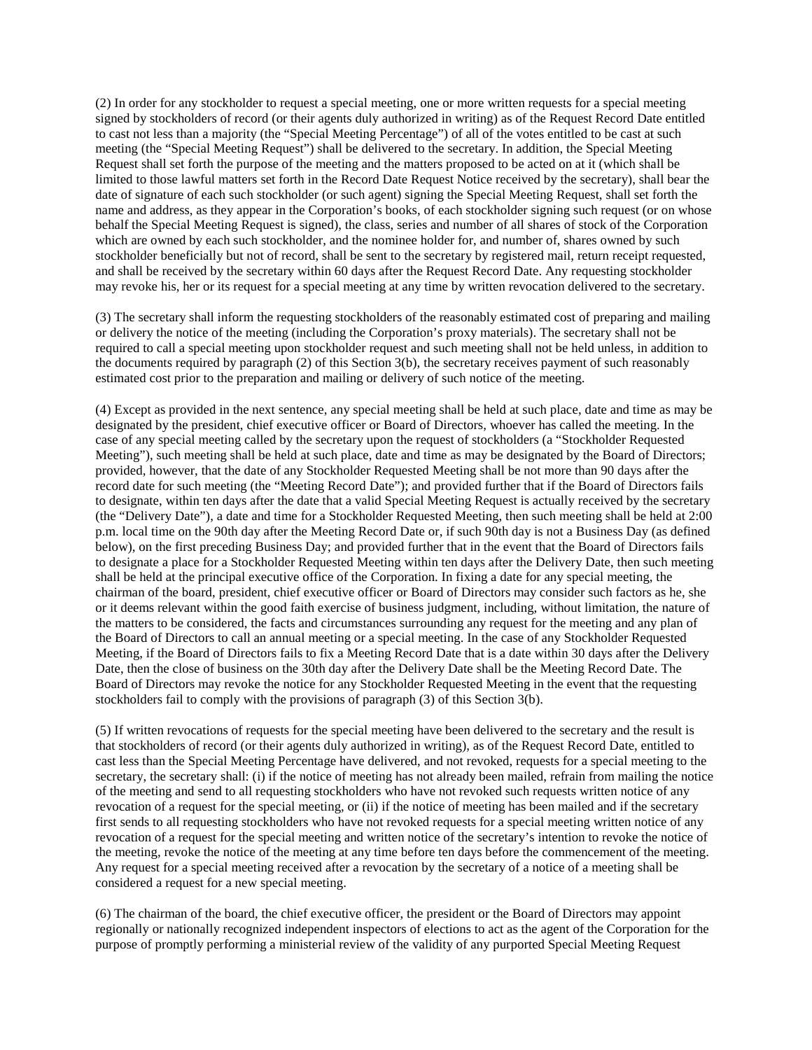(2) In order for any stockholder to request a special meeting, one or more written requests for a special meeting signed by stockholders of record (or their agents duly authorized in writing) as of the Request Record Date entitled to cast not less than a majority (the "Special Meeting Percentage") of all of the votes entitled to be cast at such meeting (the "Special Meeting Request") shall be delivered to the secretary. In addition, the Special Meeting Request shall set forth the purpose of the meeting and the matters proposed to be acted on at it (which shall be limited to those lawful matters set forth in the Record Date Request Notice received by the secretary), shall bear the date of signature of each such stockholder (or such agent) signing the Special Meeting Request, shall set forth the name and address, as they appear in the Corporation's books, of each stockholder signing such request (or on whose behalf the Special Meeting Request is signed), the class, series and number of all shares of stock of the Corporation which are owned by each such stockholder, and the nominee holder for, and number of, shares owned by such stockholder beneficially but not of record, shall be sent to the secretary by registered mail, return receipt requested, and shall be received by the secretary within 60 days after the Request Record Date. Any requesting stockholder may revoke his, her or its request for a special meeting at any time by written revocation delivered to the secretary.

(3) The secretary shall inform the requesting stockholders of the reasonably estimated cost of preparing and mailing or delivery the notice of the meeting (including the Corporation's proxy materials). The secretary shall not be required to call a special meeting upon stockholder request and such meeting shall not be held unless, in addition to the documents required by paragraph (2) of this Section 3(b), the secretary receives payment of such reasonably estimated cost prior to the preparation and mailing or delivery of such notice of the meeting.

(4) Except as provided in the next sentence, any special meeting shall be held at such place, date and time as may be designated by the president, chief executive officer or Board of Directors, whoever has called the meeting. In the case of any special meeting called by the secretary upon the request of stockholders (a "Stockholder Requested Meeting"), such meeting shall be held at such place, date and time as may be designated by the Board of Directors; provided, however, that the date of any Stockholder Requested Meeting shall be not more than 90 days after the record date for such meeting (the "Meeting Record Date"); and provided further that if the Board of Directors fails to designate, within ten days after the date that a valid Special Meeting Request is actually received by the secretary (the "Delivery Date"), a date and time for a Stockholder Requested Meeting, then such meeting shall be held at 2:00 p.m. local time on the 90th day after the Meeting Record Date or, if such 90th day is not a Business Day (as defined below), on the first preceding Business Day; and provided further that in the event that the Board of Directors fails to designate a place for a Stockholder Requested Meeting within ten days after the Delivery Date, then such meeting shall be held at the principal executive office of the Corporation. In fixing a date for any special meeting, the chairman of the board, president, chief executive officer or Board of Directors may consider such factors as he, she or it deems relevant within the good faith exercise of business judgment, including, without limitation, the nature of the matters to be considered, the facts and circumstances surrounding any request for the meeting and any plan of the Board of Directors to call an annual meeting or a special meeting. In the case of any Stockholder Requested Meeting, if the Board of Directors fails to fix a Meeting Record Date that is a date within 30 days after the Delivery Date, then the close of business on the 30th day after the Delivery Date shall be the Meeting Record Date. The Board of Directors may revoke the notice for any Stockholder Requested Meeting in the event that the requesting stockholders fail to comply with the provisions of paragraph (3) of this Section 3(b).

(5) If written revocations of requests for the special meeting have been delivered to the secretary and the result is that stockholders of record (or their agents duly authorized in writing), as of the Request Record Date, entitled to cast less than the Special Meeting Percentage have delivered, and not revoked, requests for a special meeting to the secretary, the secretary shall: (i) if the notice of meeting has not already been mailed, refrain from mailing the notice of the meeting and send to all requesting stockholders who have not revoked such requests written notice of any revocation of a request for the special meeting, or (ii) if the notice of meeting has been mailed and if the secretary first sends to all requesting stockholders who have not revoked requests for a special meeting written notice of any revocation of a request for the special meeting and written notice of the secretary's intention to revoke the notice of the meeting, revoke the notice of the meeting at any time before ten days before the commencement of the meeting. Any request for a special meeting received after a revocation by the secretary of a notice of a meeting shall be considered a request for a new special meeting.

(6) The chairman of the board, the chief executive officer, the president or the Board of Directors may appoint regionally or nationally recognized independent inspectors of elections to act as the agent of the Corporation for the purpose of promptly performing a ministerial review of the validity of any purported Special Meeting Request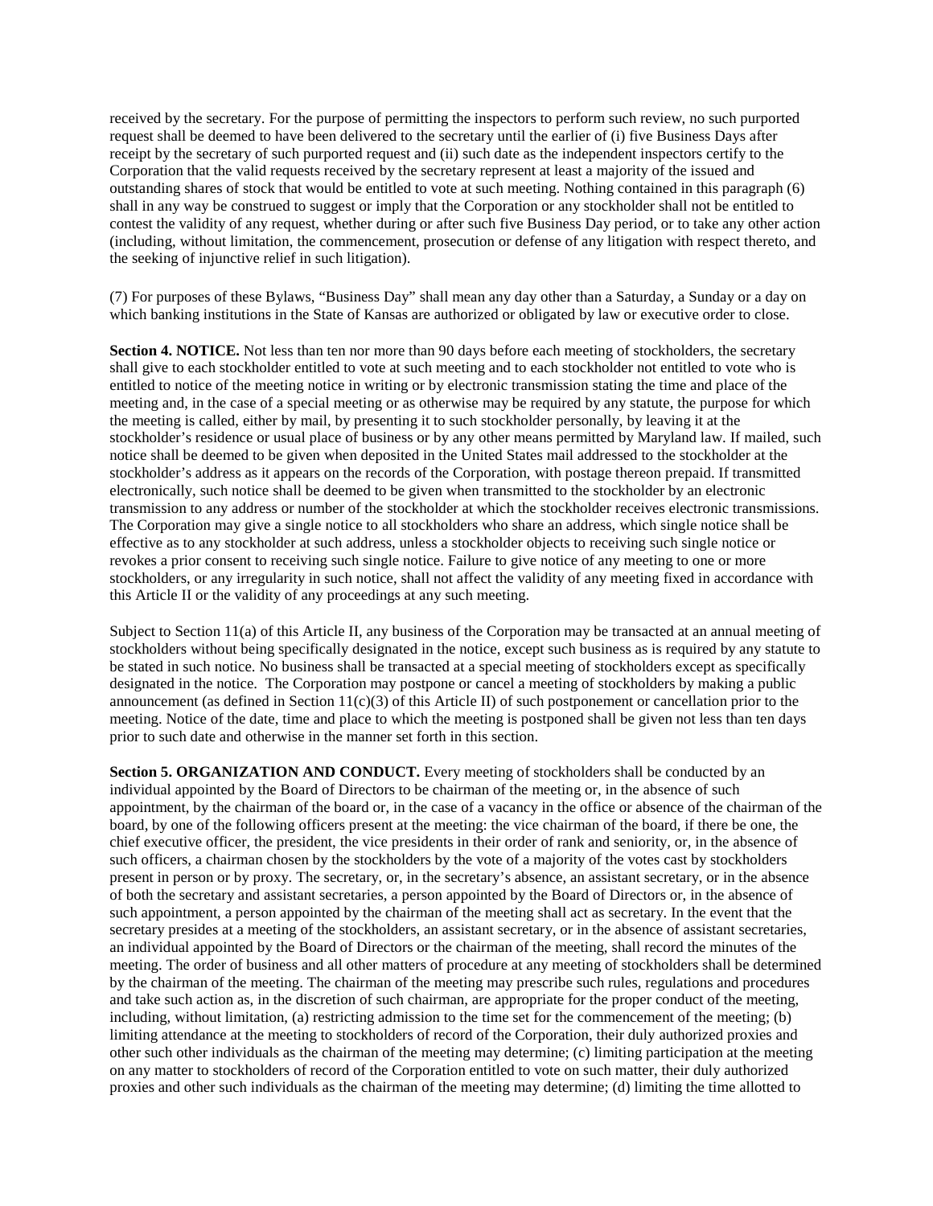received by the secretary. For the purpose of permitting the inspectors to perform such review, no such purported request shall be deemed to have been delivered to the secretary until the earlier of (i) five Business Days after receipt by the secretary of such purported request and (ii) such date as the independent inspectors certify to the Corporation that the valid requests received by the secretary represent at least a majority of the issued and outstanding shares of stock that would be entitled to vote at such meeting. Nothing contained in this paragraph (6) shall in any way be construed to suggest or imply that the Corporation or any stockholder shall not be entitled to contest the validity of any request, whether during or after such five Business Day period, or to take any other action (including, without limitation, the commencement, prosecution or defense of any litigation with respect thereto, and the seeking of injunctive relief in such litigation).

(7) For purposes of these Bylaws, "Business Day" shall mean any day other than a Saturday, a Sunday or a day on which banking institutions in the State of Kansas are authorized or obligated by law or executive order to close.

**Section 4. NOTICE.** Not less than ten nor more than 90 days before each meeting of stockholders, the secretary shall give to each stockholder entitled to vote at such meeting and to each stockholder not entitled to vote who is entitled to notice of the meeting notice in writing or by electronic transmission stating the time and place of the meeting and, in the case of a special meeting or as otherwise may be required by any statute, the purpose for which the meeting is called, either by mail, by presenting it to such stockholder personally, by leaving it at the stockholder's residence or usual place of business or by any other means permitted by Maryland law. If mailed, such notice shall be deemed to be given when deposited in the United States mail addressed to the stockholder at the stockholder's address as it appears on the records of the Corporation, with postage thereon prepaid. If transmitted electronically, such notice shall be deemed to be given when transmitted to the stockholder by an electronic transmission to any address or number of the stockholder at which the stockholder receives electronic transmissions. The Corporation may give a single notice to all stockholders who share an address, which single notice shall be effective as to any stockholder at such address, unless a stockholder objects to receiving such single notice or revokes a prior consent to receiving such single notice. Failure to give notice of any meeting to one or more stockholders, or any irregularity in such notice, shall not affect the validity of any meeting fixed in accordance with this Article II or the validity of any proceedings at any such meeting.

Subject to Section 11(a) of this Article II, any business of the Corporation may be transacted at an annual meeting of stockholders without being specifically designated in the notice, except such business as is required by any statute to be stated in such notice. No business shall be transacted at a special meeting of stockholders except as specifically designated in the notice. The Corporation may postpone or cancel a meeting of stockholders by making a public announcement (as defined in Section 11(c)(3) of this Article II) of such postponement or cancellation prior to the meeting. Notice of the date, time and place to which the meeting is postponed shall be given not less than ten days prior to such date and otherwise in the manner set forth in this section.

**Section 5. ORGANIZATION AND CONDUCT.** Every meeting of stockholders shall be conducted by an individual appointed by the Board of Directors to be chairman of the meeting or, in the absence of such appointment, by the chairman of the board or, in the case of a vacancy in the office or absence of the chairman of the board, by one of the following officers present at the meeting: the vice chairman of the board, if there be one, the chief executive officer, the president, the vice presidents in their order of rank and seniority, or, in the absence of such officers, a chairman chosen by the stockholders by the vote of a majority of the votes cast by stockholders present in person or by proxy. The secretary, or, in the secretary's absence, an assistant secretary, or in the absence of both the secretary and assistant secretaries, a person appointed by the Board of Directors or, in the absence of such appointment, a person appointed by the chairman of the meeting shall act as secretary. In the event that the secretary presides at a meeting of the stockholders, an assistant secretary, or in the absence of assistant secretaries, an individual appointed by the Board of Directors or the chairman of the meeting, shall record the minutes of the meeting. The order of business and all other matters of procedure at any meeting of stockholders shall be determined by the chairman of the meeting. The chairman of the meeting may prescribe such rules, regulations and procedures and take such action as, in the discretion of such chairman, are appropriate for the proper conduct of the meeting, including, without limitation, (a) restricting admission to the time set for the commencement of the meeting; (b) limiting attendance at the meeting to stockholders of record of the Corporation, their duly authorized proxies and other such other individuals as the chairman of the meeting may determine; (c) limiting participation at the meeting on any matter to stockholders of record of the Corporation entitled to vote on such matter, their duly authorized proxies and other such individuals as the chairman of the meeting may determine; (d) limiting the time allotted to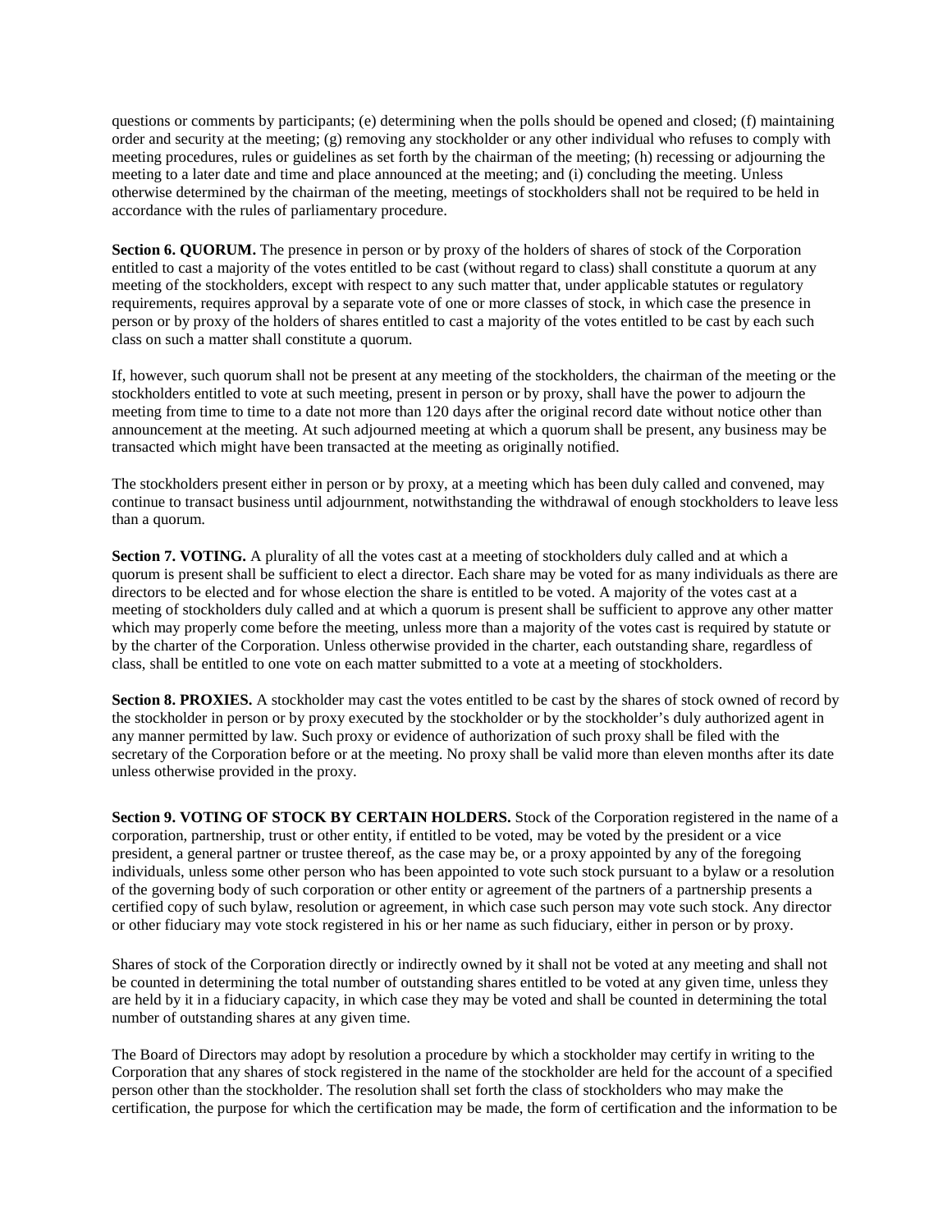questions or comments by participants; (e) determining when the polls should be opened and closed; (f) maintaining order and security at the meeting; (g) removing any stockholder or any other individual who refuses to comply with meeting procedures, rules or guidelines as set forth by the chairman of the meeting; (h) recessing or adjourning the meeting to a later date and time and place announced at the meeting; and (i) concluding the meeting. Unless otherwise determined by the chairman of the meeting, meetings of stockholders shall not be required to be held in accordance with the rules of parliamentary procedure.

**Section 6. QUORUM.** The presence in person or by proxy of the holders of shares of stock of the Corporation entitled to cast a majority of the votes entitled to be cast (without regard to class) shall constitute a quorum at any meeting of the stockholders, except with respect to any such matter that, under applicable statutes or regulatory requirements, requires approval by a separate vote of one or more classes of stock, in which case the presence in person or by proxy of the holders of shares entitled to cast a majority of the votes entitled to be cast by each such class on such a matter shall constitute a quorum.

If, however, such quorum shall not be present at any meeting of the stockholders, the chairman of the meeting or the stockholders entitled to vote at such meeting, present in person or by proxy, shall have the power to adjourn the meeting from time to time to a date not more than 120 days after the original record date without notice other than announcement at the meeting. At such adjourned meeting at which a quorum shall be present, any business may be transacted which might have been transacted at the meeting as originally notified.

The stockholders present either in person or by proxy, at a meeting which has been duly called and convened, may continue to transact business until adjournment, notwithstanding the withdrawal of enough stockholders to leave less than a quorum.

**Section 7. VOTING.** A plurality of all the votes cast at a meeting of stockholders duly called and at which a quorum is present shall be sufficient to elect a director. Each share may be voted for as many individuals as there are directors to be elected and for whose election the share is entitled to be voted. A majority of the votes cast at a meeting of stockholders duly called and at which a quorum is present shall be sufficient to approve any other matter which may properly come before the meeting, unless more than a majority of the votes cast is required by statute or by the charter of the Corporation. Unless otherwise provided in the charter, each outstanding share, regardless of class, shall be entitled to one vote on each matter submitted to a vote at a meeting of stockholders.

**Section 8. PROXIES.** A stockholder may cast the votes entitled to be cast by the shares of stock owned of record by the stockholder in person or by proxy executed by the stockholder or by the stockholder's duly authorized agent in any manner permitted by law. Such proxy or evidence of authorization of such proxy shall be filed with the secretary of the Corporation before or at the meeting. No proxy shall be valid more than eleven months after its date unless otherwise provided in the proxy.

**Section 9. VOTING OF STOCK BY CERTAIN HOLDERS.** Stock of the Corporation registered in the name of a corporation, partnership, trust or other entity, if entitled to be voted, may be voted by the president or a vice president, a general partner or trustee thereof, as the case may be, or a proxy appointed by any of the foregoing individuals, unless some other person who has been appointed to vote such stock pursuant to a bylaw or a resolution of the governing body of such corporation or other entity or agreement of the partners of a partnership presents a certified copy of such bylaw, resolution or agreement, in which case such person may vote such stock. Any director or other fiduciary may vote stock registered in his or her name as such fiduciary, either in person or by proxy.

Shares of stock of the Corporation directly or indirectly owned by it shall not be voted at any meeting and shall not be counted in determining the total number of outstanding shares entitled to be voted at any given time, unless they are held by it in a fiduciary capacity, in which case they may be voted and shall be counted in determining the total number of outstanding shares at any given time.

The Board of Directors may adopt by resolution a procedure by which a stockholder may certify in writing to the Corporation that any shares of stock registered in the name of the stockholder are held for the account of a specified person other than the stockholder. The resolution shall set forth the class of stockholders who may make the certification, the purpose for which the certification may be made, the form of certification and the information to be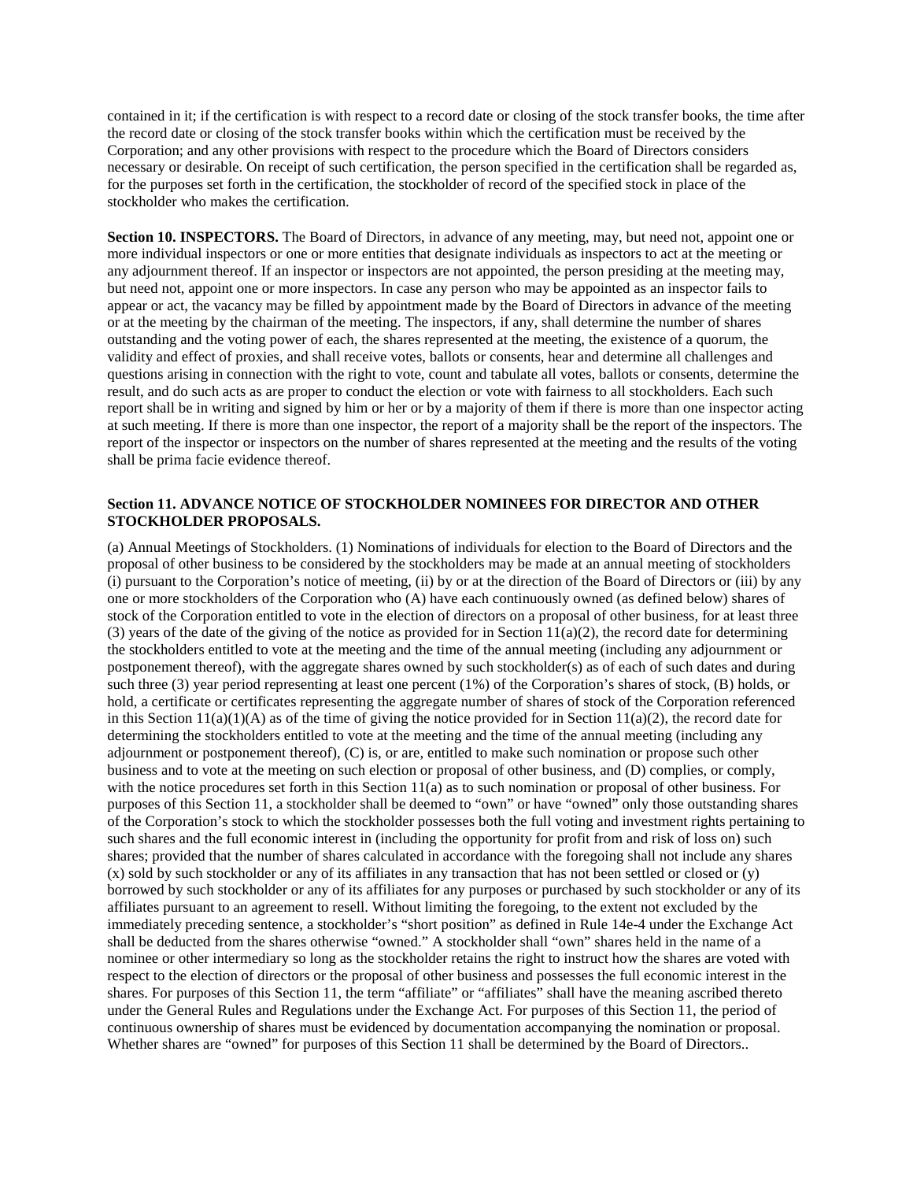contained in it; if the certification is with respect to a record date or closing of the stock transfer books, the time after the record date or closing of the stock transfer books within which the certification must be received by the Corporation; and any other provisions with respect to the procedure which the Board of Directors considers necessary or desirable. On receipt of such certification, the person specified in the certification shall be regarded as, for the purposes set forth in the certification, the stockholder of record of the specified stock in place of the stockholder who makes the certification.

**Section 10. INSPECTORS.** The Board of Directors, in advance of any meeting, may, but need not, appoint one or more individual inspectors or one or more entities that designate individuals as inspectors to act at the meeting or any adjournment thereof. If an inspector or inspectors are not appointed, the person presiding at the meeting may, but need not, appoint one or more inspectors. In case any person who may be appointed as an inspector fails to appear or act, the vacancy may be filled by appointment made by the Board of Directors in advance of the meeting or at the meeting by the chairman of the meeting. The inspectors, if any, shall determine the number of shares outstanding and the voting power of each, the shares represented at the meeting, the existence of a quorum, the validity and effect of proxies, and shall receive votes, ballots or consents, hear and determine all challenges and questions arising in connection with the right to vote, count and tabulate all votes, ballots or consents, determine the result, and do such acts as are proper to conduct the election or vote with fairness to all stockholders. Each such report shall be in writing and signed by him or her or by a majority of them if there is more than one inspector acting at such meeting. If there is more than one inspector, the report of a majority shall be the report of the inspectors. The report of the inspector or inspectors on the number of shares represented at the meeting and the results of the voting shall be prima facie evidence thereof.

**Section 11. ADVANCE NOTICE OF STOCKHOLDER NOMINEES FOR DIRECTOR AND OTHER STOCKHOLDER PROPOSALS.**

(a) Annual Meetings of Stockholders. (1) Nominations of individuals for election to the Board of Directors and the proposal of other business to be considered by the stockholders may be made at an annual meeting of stockholders (i) pursuant to the Corporation's notice of meeting, (ii) by or at the direction of the Board of Directors or (iii) by any one or more stockholders of the Corporation who (A) have each continuously owned (as defined below) shares of stock of the Corporation entitled to vote in the election of directors on a proposal of other business, for at least three (3) years of the date of the giving of the notice as provided for in Section 11(a)(2), the record date for determining the stockholders entitled to vote at the meeting and the time of the annual meeting (including any adjournment or postponement thereof), with the aggregate shares owned by such stockholder(s) as of each of such dates and during such three (3) year period representing at least one percent (1%) of the Corporation's shares of stock, (B) holds, or hold, a certificate or certificates representing the aggregate number of shares of stock of the Corporation referenced in this Section 11(a)(1)(A) as of the time of giving the notice provided for in Section 11(a)(2), the record date for determining the stockholders entitled to vote at the meeting and the time of the annual meeting (including any adjournment or postponement thereof), (C) is, or are, entitled to make such nomination or propose such other business and to vote at the meeting on such election or proposal of other business, and (D) complies, or comply, with the notice procedures set forth in this Section 11(a) as to such nomination or proposal of other business. For purposes of this Section 11, a stockholder shall be deemed to "own" or have "owned" only those outstanding shares of the Corporation's stock to which the stockholder possesses both the full voting and investment rights pertaining to such shares and the full economic interest in (including the opportunity for profit from and risk of loss on) such shares; provided that the number of shares calculated in accordance with the foregoing shall not include any shares (x) sold by such stockholder or any of its affiliates in any transaction that has not been settled or closed or (y) borrowed by such stockholder or any of its affiliates for any purposes or purchased by such stockholder or any of its affiliates pursuant to an agreement to resell. Without limiting the foregoing, to the extent not excluded by the immediately preceding sentence, a stockholder's "short position" as defined in Rule 14e-4 under the Exchange Act shall be deducted from the shares otherwise "owned." A stockholder shall "own" shares held in the name of a nominee or other intermediary so long as the stockholder retains the right to instruct how the shares are voted with respect to the election of directors or the proposal of other business and possesses the full economic interest in the shares. For purposes of this Section 11, the term "affiliate" or "affiliates" shall have the meaning ascribed thereto under the General Rules and Regulations under the Exchange Act. For purposes of this Section 11, the period of continuous ownership of shares must be evidenced by documentation accompanying the nomination or proposal. Whether shares are "owned" for purposes of this Section 11 shall be determined by the Board of Directors..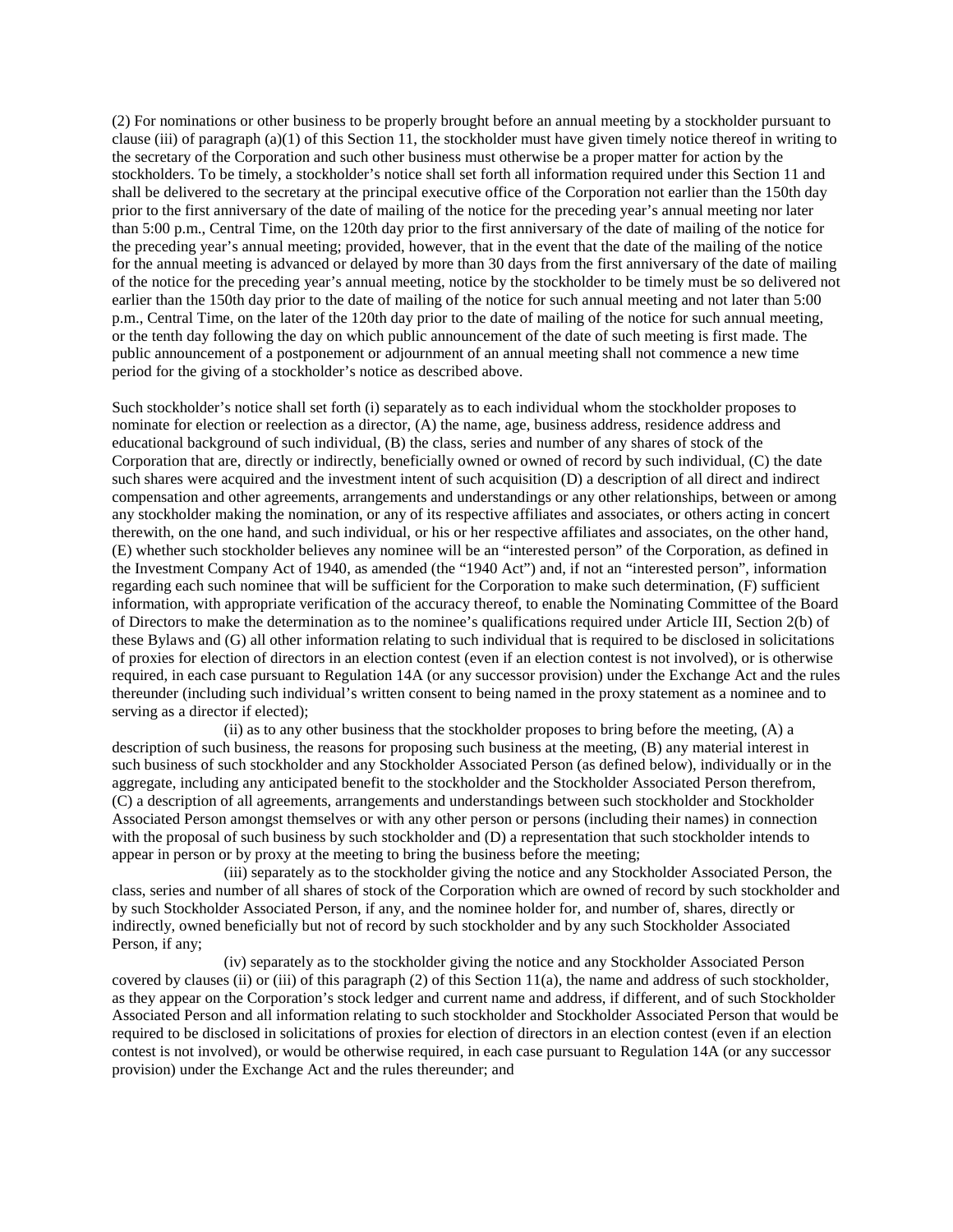(2) For nominations or other business to be properly brought before an annual meeting by a stockholder pursuant to clause (iii) of paragraph (a)(1) of this Section 11, the stockholder must have given timely notice thereof in writing to the secretary of the Corporation and such other business must otherwise be a proper matter for action by the stockholders. To be timely, a stockholder's notice shall set forth all information required under this Section 11 and shall be delivered to the secretary at the principal executive office of the Corporation not earlier than the 150th day prior to the first anniversary of the date of mailing of the notice for the preceding year's annual meeting nor later than 5:00 p.m., Central Time, on the 120th day prior to the first anniversary of the date of mailing of the notice for the preceding year's annual meeting; provided, however, that in the event that the date of the mailing of the notice for the annual meeting is advanced or delayed by more than 30 days from the first anniversary of the date of mailing of the notice for the preceding year's annual meeting, notice by the stockholder to be timely must be so delivered not earlier than the 150th day prior to the date of mailing of the notice for such annual meeting and not later than 5:00 p.m., Central Time, on the later of the 120th day prior to the date of mailing of the notice for such annual meeting, or the tenth day following the day on which public announcement of the date of such meeting is first made. The public announcement of a postponement or adjournment of an annual meeting shall not commence a new time period for the giving of a stockholder's notice as described above.

Such stockholder's notice shall set forth (i) separately as to each individual whom the stockholder proposes to nominate for election or reelection as a director, (A) the name, age, business address, residence address and educational background of such individual, (B) the class, series and number of any shares of stock of the Corporation that are, directly or indirectly, beneficially owned or owned of record by such individual, (C) the date such shares were acquired and the investment intent of such acquisition (D) a description of all direct and indirect compensation and other agreements, arrangements and understandings or any other relationships, between or among any stockholder making the nomination, or any of its respective affiliates and associates, or others acting in concert therewith, on the one hand, and such individual, or his or her respective affiliates and associates, on the other hand, (E) whether such stockholder believes any nominee will be an "interested person" of the Corporation, as defined in the Investment Company Act of 1940, as amended (the "1940 Act") and, if not an "interested person", information regarding each such nominee that will be sufficient for the Corporation to make such determination, (F) sufficient information, with appropriate verification of the accuracy thereof, to enable the Nominating Committee of the Board of Directors to make the determination as to the nominee's qualifications required under Article III, Section 2(b) of these Bylaws and (G) all other information relating to such individual that is required to be disclosed in solicitations of proxies for election of directors in an election contest (even if an election contest is not involved), or is otherwise required, in each case pursuant to Regulation 14A (or any successor provision) under the Exchange Act and the rules thereunder (including such individual's written consent to being named in the proxy statement as a nominee and to serving as a director if elected);

(ii) as to any other business that the stockholder proposes to bring before the meeting, (A) a description of such business, the reasons for proposing such business at the meeting, (B) any material interest in such business of such stockholder and any Stockholder Associated Person (as defined below), individually or in the aggregate, including any anticipated benefit to the stockholder and the Stockholder Associated Person therefrom, (C) a description of all agreements, arrangements and understandings between such stockholder and Stockholder Associated Person amongst themselves or with any other person or persons (including their names) in connection with the proposal of such business by such stockholder and (D) a representation that such stockholder intends to appear in person or by proxy at the meeting to bring the business before the meeting;

(iii) separately as to the stockholder giving the notice and any Stockholder Associated Person, the class, series and number of all shares of stock of the Corporation which are owned of record by such stockholder and by such Stockholder Associated Person, if any, and the nominee holder for, and number of, shares, directly or indirectly, owned beneficially but not of record by such stockholder and by any such Stockholder Associated Person, if any;

(iv) separately as to the stockholder giving the notice and any Stockholder Associated Person covered by clauses (ii) or (iii) of this paragraph (2) of this Section 11(a), the name and address of such stockholder, as they appear on the Corporation's stock ledger and current name and address, if different, and of such Stockholder Associated Person and all information relating to such stockholder and Stockholder Associated Person that would be required to be disclosed in solicitations of proxies for election of directors in an election contest (even if an election contest is not involved), or would be otherwise required, in each case pursuant to Regulation 14A (or any successor provision) under the Exchange Act and the rules thereunder; and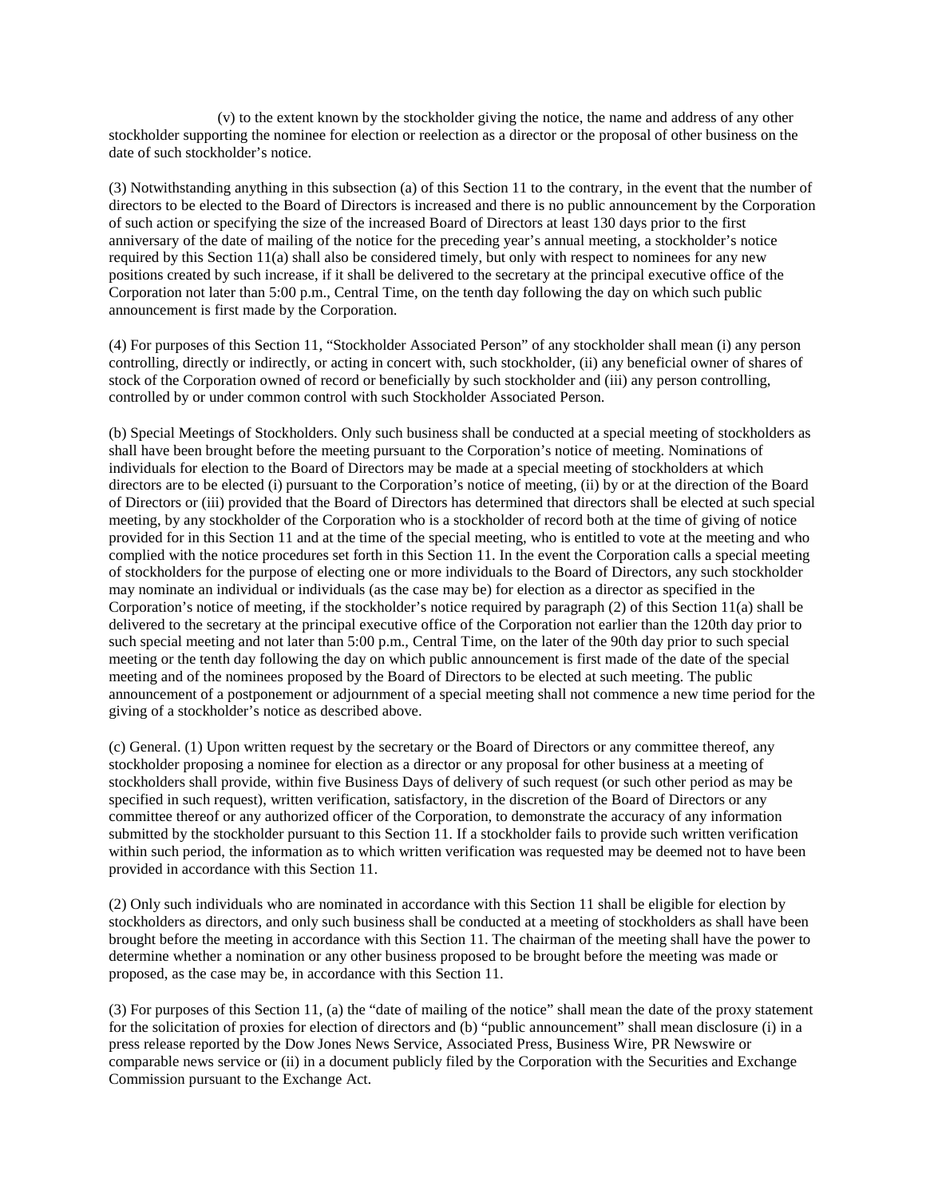(v) to the extent known by the stockholder giving the notice, the name and address of any other stockholder supporting the nominee for election or reelection as a director or the proposal of other business on the date of such stockholder's notice.

(3) Notwithstanding anything in this subsection (a) of this Section 11 to the contrary, in the event that the number of directors to be elected to the Board of Directors is increased and there is no public announcement by the Corporation of such action or specifying the size of the increased Board of Directors at least 130 days prior to the first anniversary of the date of mailing of the notice for the preceding year's annual meeting, a stockholder's notice required by this Section 11(a) shall also be considered timely, but only with respect to nominees for any new positions created by such increase, if it shall be delivered to the secretary at the principal executive office of the Corporation not later than 5:00 p.m., Central Time, on the tenth day following the day on which such public announcement is first made by the Corporation.

(4) For purposes of this Section 11, "Stockholder Associated Person" of any stockholder shall mean (i) any person controlling, directly or indirectly, or acting in concert with, such stockholder, (ii) any beneficial owner of shares of stock of the Corporation owned of record or beneficially by such stockholder and (iii) any person controlling, controlled by or under common control with such Stockholder Associated Person.

(b) Special Meetings of Stockholders. Only such business shall be conducted at a special meeting of stockholders as shall have been brought before the meeting pursuant to the Corporation's notice of meeting. Nominations of individuals for election to the Board of Directors may be made at a special meeting of stockholders at which directors are to be elected (i) pursuant to the Corporation's notice of meeting, (ii) by or at the direction of the Board of Directors or (iii) provided that the Board of Directors has determined that directors shall be elected at such special meeting, by any stockholder of the Corporation who is a stockholder of record both at the time of giving of notice provided for in this Section 11 and at the time of the special meeting, who is entitled to vote at the meeting and who complied with the notice procedures set forth in this Section 11. In the event the Corporation calls a special meeting of stockholders for the purpose of electing one or more individuals to the Board of Directors, any such stockholder may nominate an individual or individuals (as the case may be) for election as a director as specified in the Corporation's notice of meeting, if the stockholder's notice required by paragraph (2) of this Section 11(a) shall be delivered to the secretary at the principal executive office of the Corporation not earlier than the 120th day prior to such special meeting and not later than 5:00 p.m., Central Time, on the later of the 90th day prior to such special meeting or the tenth day following the day on which public announcement is first made of the date of the special meeting and of the nominees proposed by the Board of Directors to be elected at such meeting. The public announcement of a postponement or adjournment of a special meeting shall not commence a new time period for the giving of a stockholder's notice as described above.

(c) General. (1) Upon written request by the secretary or the Board of Directors or any committee thereof, any stockholder proposing a nominee for election as a director or any proposal for other business at a meeting of stockholders shall provide, within five Business Days of delivery of such request (or such other period as may be specified in such request), written verification, satisfactory, in the discretion of the Board of Directors or any committee thereof or any authorized officer of the Corporation, to demonstrate the accuracy of any information submitted by the stockholder pursuant to this Section 11. If a stockholder fails to provide such written verification within such period, the information as to which written verification was requested may be deemed not to have been provided in accordance with this Section 11.

(2) Only such individuals who are nominated in accordance with this Section 11 shall be eligible for election by stockholders as directors, and only such business shall be conducted at a meeting of stockholders as shall have been brought before the meeting in accordance with this Section 11. The chairman of the meeting shall have the power to determine whether a nomination or any other business proposed to be brought before the meeting was made or proposed, as the case may be, in accordance with this Section 11.

(3) For purposes of this Section 11, (a) the "date of mailing of the notice" shall mean the date of the proxy statement for the solicitation of proxies for election of directors and (b) "public announcement" shall mean disclosure (i) in a press release reported by the Dow Jones News Service, Associated Press, Business Wire, PR Newswire or comparable news service or (ii) in a document publicly filed by the Corporation with the Securities and Exchange Commission pursuant to the Exchange Act.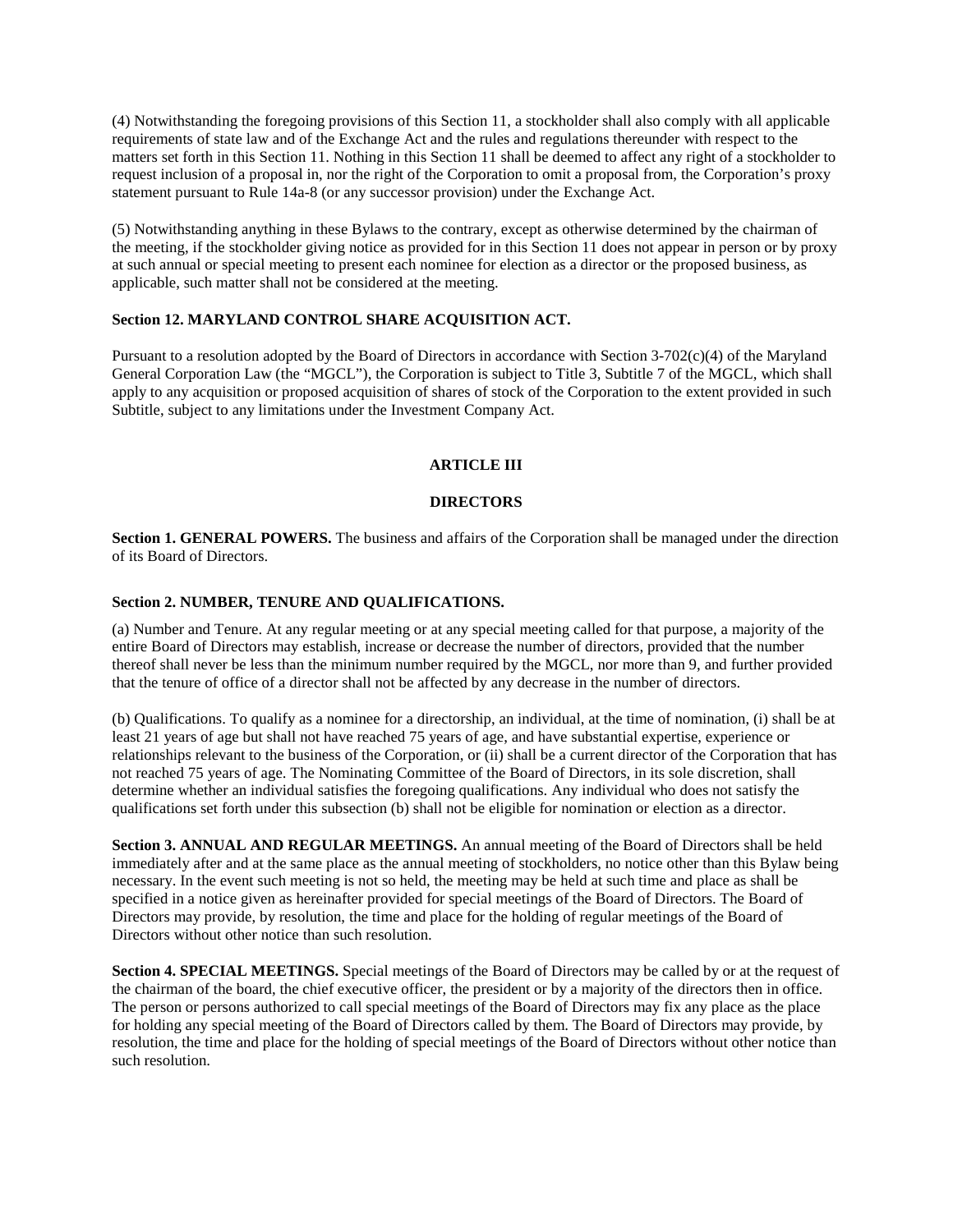(4) Notwithstanding the foregoing provisions of this Section 11, a stockholder shall also comply with all applicable requirements of state law and of the Exchange Act and the rules and regulations thereunder with respect to the matters set forth in this Section 11. Nothing in this Section 11 shall be deemed to affect any right of a stockholder to request inclusion of a proposal in, nor the right of the Corporation to omit a proposal from, the Corporation's proxy statement pursuant to Rule 14a-8 (or any successor provision) under the Exchange Act.

(5) Notwithstanding anything in these Bylaws to the contrary, except as otherwise determined by the chairman of the meeting, if the stockholder giving notice as provided for in this Section 11 does not appear in person or by proxy at such annual or special meeting to present each nominee for election as a director or the proposed business, as applicable, such matter shall not be considered at the meeting.

**Section 12. MARYLAND CONTROL SHARE ACQUISITION ACT.**

Pursuant to a resolution adopted by the Board of Directors in accordance with Section 3-702(c)(4) of the Maryland General Corporation Law (the "MGCL"), the Corporation is subject to Title 3, Subtitle 7 of the MGCL, which shall apply to any acquisition or proposed acquisition of shares of stock of the Corporation to the extent provided in such Subtitle, subject to any limitations under the Investment Company Act.

## ARTICLE III

## DIRECTORS

**Section 1. GENERAL POWERS.** The business and affairs of the Corporation shall be managed under the direction of its Board of Directors.

**Section 2. NUMBER, TENURE AND QUALIFICATIONS.**

(a) Number and Tenure. At any regular meeting or at any special meeting called for that purpose, a majority of the entire Board of Directors may establish, increase or decrease the number of directors, provided that the number thereof shall never be less than the minimum number required by the MGCL, nor more than 9, and further provided that the tenure of office of a director shall not be affected by any decrease in the number of directors.

(b) Qualifications. To qualify as a nominee for a directorship, an individual, at the time of nomination, (i) shall be at least 21 years of age but shall not have reached 75 years of age, and have substantial expertise, experience or relationships relevant to the business of the Corporation, or (ii) shall be a current director of the Corporation that has not reached 75 years of age. The Nominating Committee of the Board of Directors, in its sole discretion, shall determine whether an individual satisfies the foregoing qualifications. Any individual who does not satisfy the qualifications set forth under this subsection (b) shall not be eligible for nomination or election as a director.

**Section 3. ANNUAL AND REGULAR MEETINGS.** An annual meeting of the Board of Directors shall be held immediately after and at the same place as the annual meeting of stockholders, no notice other than this Bylaw being necessary. In the event such meeting is not so held, the meeting may be held at such time and place as shall be specified in a notice given as hereinafter provided for special meetings of the Board of Directors. The Board of Directors may provide, by resolution, the time and place for the holding of regular meetings of the Board of Directors without other notice than such resolution.

**Section 4. SPECIAL MEETINGS.** Special meetings of the Board of Directors may be called by or at the request of the chairman of the board, the chief executive officer, the president or by a majority of the directors then in office. The person or persons authorized to call special meetings of the Board of Directors may fix any place as the place for holding any special meeting of the Board of Directors called by them. The Board of Directors may provide, by resolution, the time and place for the holding of special meetings of the Board of Directors without other notice than such resolution.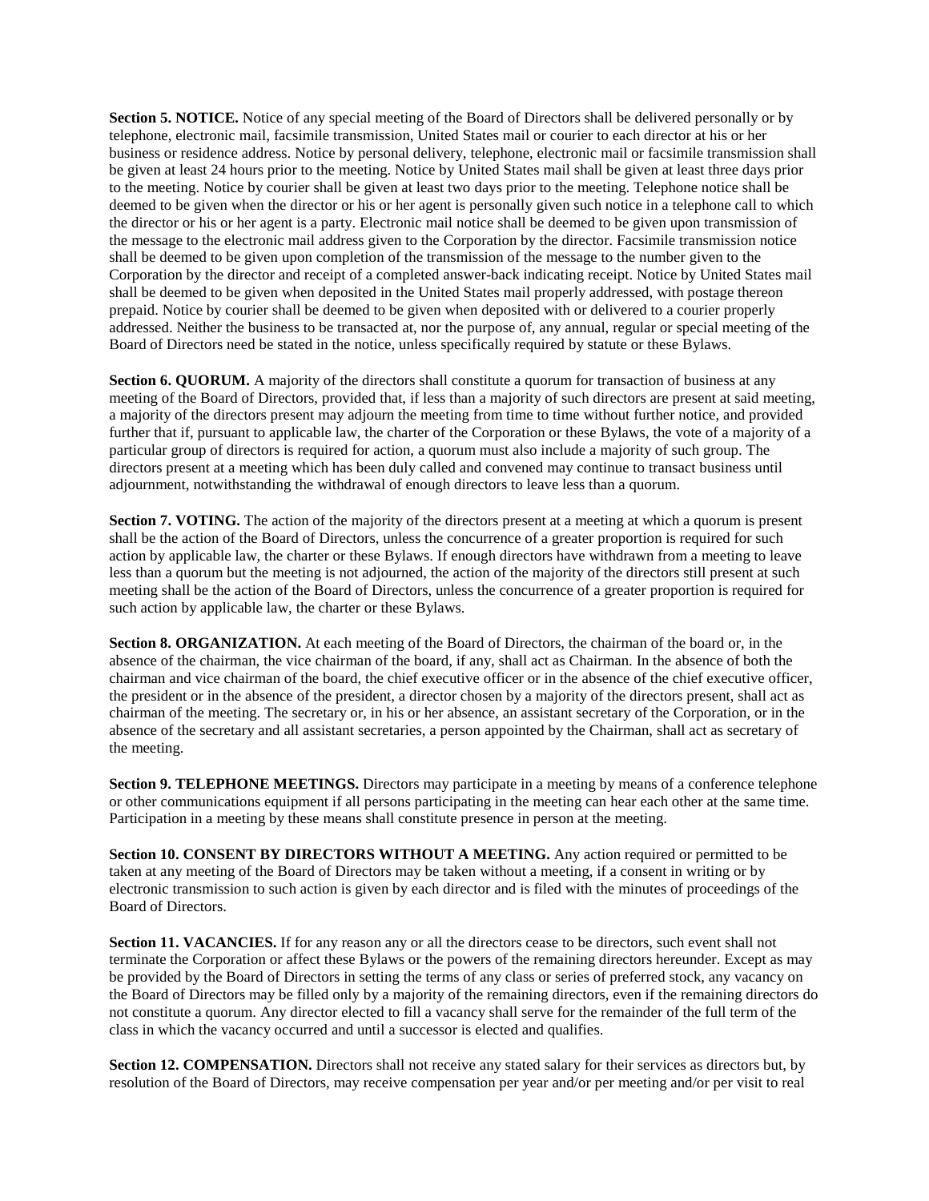**Section 5. NOTICE.** Notice of any special meeting of the Board of Directors shall be delivered personally or by telephone, electronic mail, facsimile transmission, United States mail or courier to each director at his or her business or residence address. Notice by personal delivery, telephone, electronic mail or facsimile transmission shall be given at least 24 hours prior to the meeting. Notice by United States mail shall be given at least three days prior to the meeting. Notice by courier shall be given at least two days prior to the meeting. Telephone notice shall be deemed to be given when the director or his or her agent is personally given such notice in a telephone call to which the director or his or her agent is a party. Electronic mail notice shall be deemed to be given upon transmission of the message to the electronic mail address given to the Corporation by the director. Facsimile transmission notice shall be deemed to be given upon completion of the transmission of the message to the number given to the Corporation by the director and receipt of a completed answer-back indicating receipt. Notice by United States mail shall be deemed to be given when deposited in the United States mail properly addressed, with postage thereon prepaid. Notice by courier shall be deemed to be given when deposited with or delivered to a courier properly addressed. Neither the business to be transacted at, nor the purpose of, any annual, regular or special meeting of the Board of Directors need be stated in the notice, unless specifically required by statute or these Bylaws.

**Section 6. QUORUM.** A majority of the directors shall constitute a quorum for transaction of business at any meeting of the Board of Directors, provided that, if less than a majority of such directors are present at said meeting, a majority of the directors present may adjourn the meeting from time to time without further notice, and provided further that if, pursuant to applicable law, the charter of the Corporation or these Bylaws, the vote of a majority of a particular group of directors is required for action, a quorum must also include a majority of such group. The directors present at a meeting which has been duly called and convened may continue to transact business until adjournment, notwithstanding the withdrawal of enough directors to leave less than a quorum.

**Section 7. VOTING.** The action of the majority of the directors present at a meeting at which a quorum is present shall be the action of the Board of Directors, unless the concurrence of a greater proportion is required for such action by applicable law, the charter or these Bylaws. If enough directors have withdrawn from a meeting to leave less than a quorum but the meeting is not adjourned, the action of the majority of the directors still present at such meeting shall be the action of the Board of Directors, unless the concurrence of a greater proportion is required for such action by applicable law, the charter or these Bylaws.

**Section 8. ORGANIZATION.** At each meeting of the Board of Directors, the chairman of the board or, in the absence of the chairman, the vice chairman of the board, if any, shall act as Chairman. In the absence of both the chairman and vice chairman of the board, the chief executive officer or in the absence of the chief executive officer, the president or in the absence of the president, a director chosen by a majority of the directors present, shall act as chairman of the meeting. The secretary or, in his or her absence, an assistant secretary of the Corporation, or in the absence of the secretary and all assistant secretaries, a person appointed by the Chairman, shall act as secretary of the meeting.

**Section 9. TELEPHONE MEETINGS.** Directors may participate in a meeting by means of a conference telephone or other communications equipment if all persons participating in the meeting can hear each other at the same time. Participation in a meeting by these means shall constitute presence in person at the meeting.

**Section 10. CONSENT BY DIRECTORS WITHOUT A MEETING.** Any action required or permitted to be taken at any meeting of the Board of Directors may be taken without a meeting, if a consent in writing or by electronic transmission to such action is given by each director and is filed with the minutes of proceedings of the Board of Directors.

**Section 11. VACANCIES.** If for any reason any or all the directors cease to be directors, such event shall not terminate the Corporation or affect these Bylaws or the powers of the remaining directors hereunder. Except as may be provided by the Board of Directors in setting the terms of any class or series of preferred stock, any vacancy on the Board of Directors may be filled only by a majority of the remaining directors, even if the remaining directors do not constitute a quorum. Any director elected to fill a vacancy shall serve for the remainder of the full term of the class in which the vacancy occurred and until a successor is elected and qualifies.

**Section 12. COMPENSATION.** Directors shall not receive any stated salary for their services as directors but, by resolution of the Board of Directors, may receive compensation per year and/or per meeting and/or per visit to real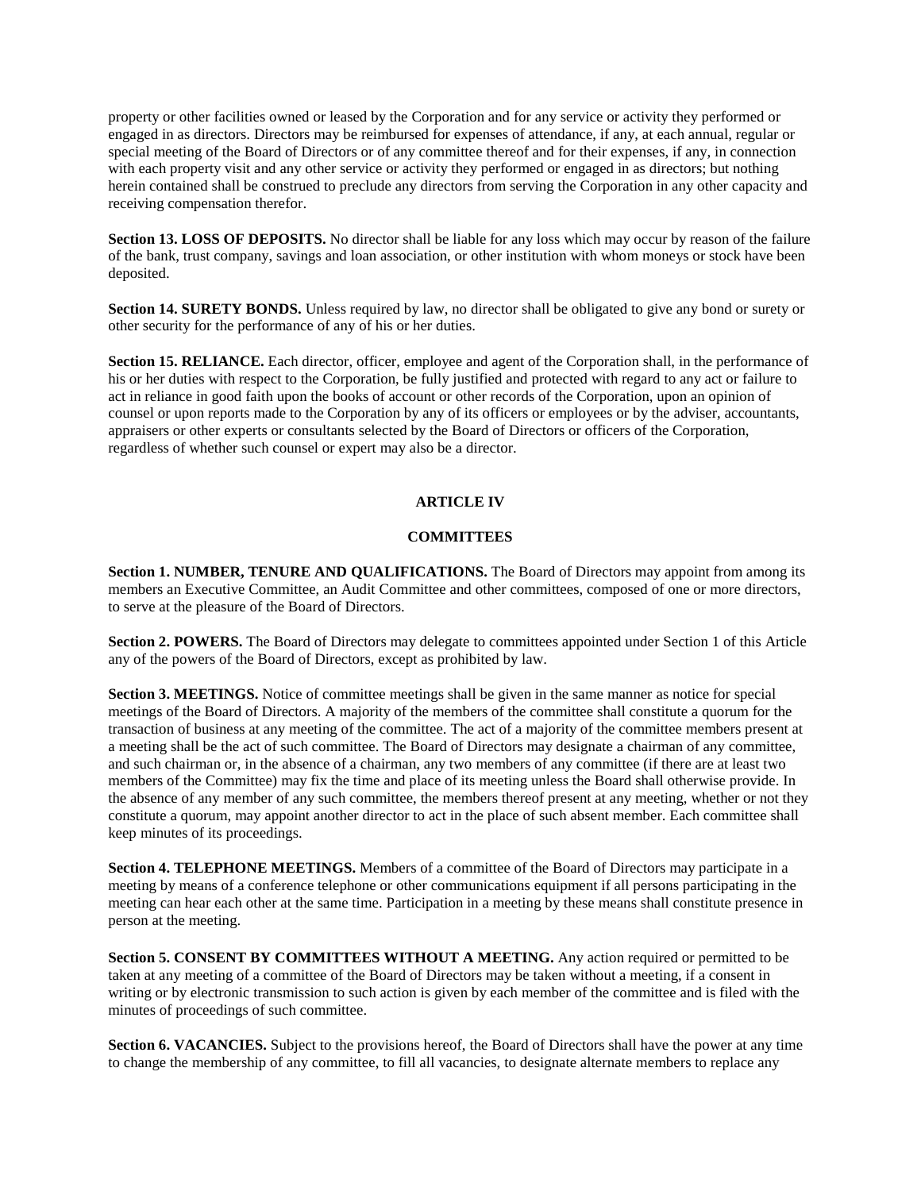property or other facilities owned or leased by the Corporation and for any service or activity they performed or engaged in as directors. Directors may be reimbursed for expenses of attendance, if any, at each annual, regular or special meeting of the Board of Directors or of any committee thereof and for their expenses, if any, in connection with each property visit and any other service or activity they performed or engaged in as directors; but nothing herein contained shall be construed to preclude any directors from serving the Corporation in any other capacity and receiving compensation therefor.

**Section 13. LOSS OF DEPOSITS.** No director shall be liable for any loss which may occur by reason of the failure of the bank, trust company, savings and loan association, or other institution with whom moneys or stock have been deposited.

**Section 14. SURETY BONDS.** Unless required by law, no director shall be obligated to give any bond or surety or other security for the performance of any of his or her duties.

**Section 15. RELIANCE.** Each director, officer, employee and agent of the Corporation shall, in the performance of his or her duties with respect to the Corporation, be fully justified and protected with regard to any act or failure to act in reliance in good faith upon the books of account or other records of the Corporation, upon an opinion of counsel or upon reports made to the Corporation by any of its officers or employees or by the adviser, accountants, appraisers or other experts or consultants selected by the Board of Directors or officers of the Corporation, regardless of whether such counsel or expert may also be a director.

## ARTICLE IV

## COMMITTEES

**Section 1. NUMBER, TENURE AND QUALIFICATIONS.** The Board of Directors may appoint from among its members an Executive Committee, an Audit Committee and other committees, composed of one or more directors, to serve at the pleasure of the Board of Directors.

**Section 2. POWERS.** The Board of Directors may delegate to committees appointed under Section 1 of this Article any of the powers of the Board of Directors, except as prohibited by law.

**Section 3. MEETINGS.** Notice of committee meetings shall be given in the same manner as notice for special meetings of the Board of Directors. A majority of the members of the committee shall constitute a quorum for the transaction of business at any meeting of the committee. The act of a majority of the committee members present at a meeting shall be the act of such committee. The Board of Directors may designate a chairman of any committee, and such chairman or, in the absence of a chairman, any two members of any committee (if there are at least two members of the Committee) may fix the time and place of its meeting unless the Board shall otherwise provide. In the absence of any member of any such committee, the members thereof present at any meeting, whether or not they constitute a quorum, may appoint another director to act in the place of such absent member. Each committee shall keep minutes of its proceedings.

**Section 4. TELEPHONE MEETINGS.** Members of a committee of the Board of Directors may participate in a meeting by means of a conference telephone or other communications equipment if all persons participating in the meeting can hear each other at the same time. Participation in a meeting by these means shall constitute presence in person at the meeting.

**Section 5. CONSENT BY COMMITTEES WITHOUT A MEETING.** Any action required or permitted to be taken at any meeting of a committee of the Board of Directors may be taken without a meeting, if a consent in writing or by electronic transmission to such action is given by each member of the committee and is filed with the minutes of proceedings of such committee.

**Section 6. VACANCIES.** Subject to the provisions hereof, the Board of Directors shall have the power at any time to change the membership of any committee, to fill all vacancies, to designate alternate members to replace any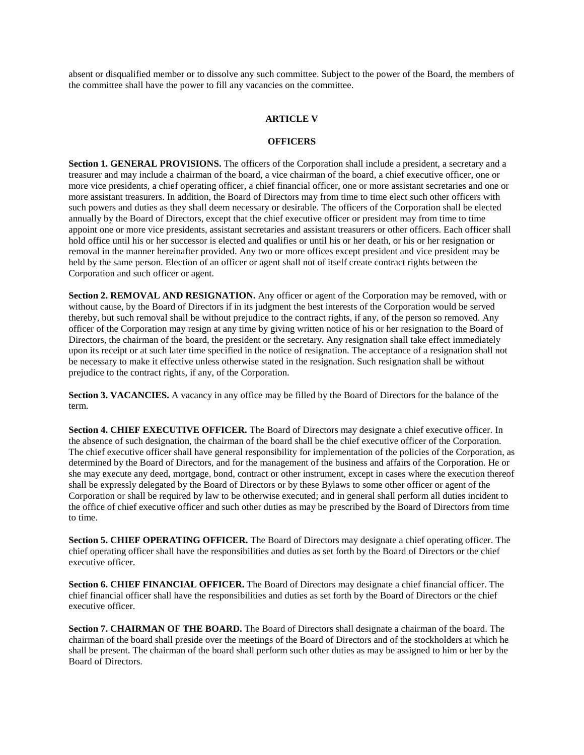absent or disqualified member or to dissolve any such committee. Subject to the power of the Board, the members of the committee shall have the power to fill any vacancies on the committee.

## ARTICLE V

## OFFICERS

**Section 1. GENERAL PROVISIONS.** The officers of the Corporation shall include a president, a secretary and a treasurer and may include a chairman of the board, a vice chairman of the board, a chief executive officer, one or more vice presidents, a chief operating officer, a chief financial officer, one or more assistant secretaries and one or more assistant treasurers. In addition, the Board of Directors may from time to time elect such other officers with such powers and duties as they shall deem necessary or desirable. The officers of the Corporation shall be elected annually by the Board of Directors, except that the chief executive officer or president may from time to time appoint one or more vice presidents, assistant secretaries and assistant treasurers or other officers. Each officer shall hold office until his or her successor is elected and qualifies or until his or her death, or his or her resignation or removal in the manner hereinafter provided. Any two or more offices except president and vice president may be held by the same person. Election of an officer or agent shall not of itself create contract rights between the Corporation and such officer or agent.

**Section 2. REMOVAL AND RESIGNATION.** Any officer or agent of the Corporation may be removed, with or without cause, by the Board of Directors if in its judgment the best interests of the Corporation would be served thereby, but such removal shall be without prejudice to the contract rights, if any, of the person so removed. Any officer of the Corporation may resign at any time by giving written notice of his or her resignation to the Board of Directors, the chairman of the board, the president or the secretary. Any resignation shall take effect immediately upon its receipt or at such later time specified in the notice of resignation. The acceptance of a resignation shall not be necessary to make it effective unless otherwise stated in the resignation. Such resignation shall be without prejudice to the contract rights, if any, of the Corporation.

**Section 3. VACANCIES.** A vacancy in any office may be filled by the Board of Directors for the balance of the term.

**Section 4. CHIEF EXECUTIVE OFFICER.** The Board of Directors may designate a chief executive officer. In the absence of such designation, the chairman of the board shall be the chief executive officer of the Corporation. The chief executive officer shall have general responsibility for implementation of the policies of the Corporation, as determined by the Board of Directors, and for the management of the business and affairs of the Corporation. He or she may execute any deed, mortgage, bond, contract or other instrument, except in cases where the execution thereof shall be expressly delegated by the Board of Directors or by these Bylaws to some other officer or agent of the Corporation or shall be required by law to be otherwise executed; and in general shall perform all duties incident to the office of chief executive officer and such other duties as may be prescribed by the Board of Directors from time to time.

**Section 5. CHIEF OPERATING OFFICER.** The Board of Directors may designate a chief operating officer. The chief operating officer shall have the responsibilities and duties as set forth by the Board of Directors or the chief executive officer.

**Section 6. CHIEF FINANCIAL OFFICER.** The Board of Directors may designate a chief financial officer. The chief financial officer shall have the responsibilities and duties as set forth by the Board of Directors or the chief executive officer.

**Section 7. CHAIRMAN OF THE BOARD.** The Board of Directors shall designate a chairman of the board. The chairman of the board shall preside over the meetings of the Board of Directors and of the stockholders at which he shall be present. The chairman of the board shall perform such other duties as may be assigned to him or her by the Board of Directors.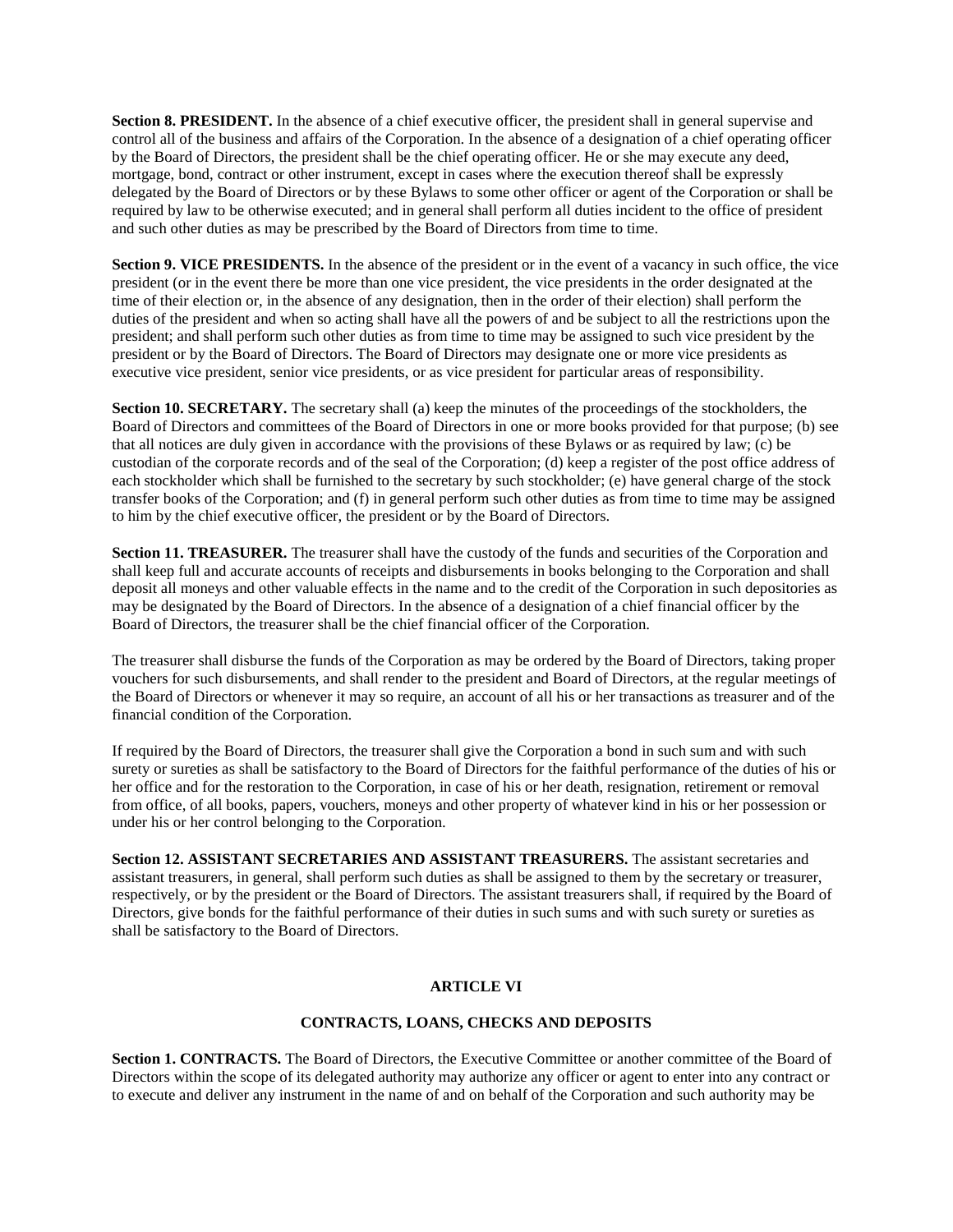**Section 8. PRESIDENT.** In the absence of a chief executive officer, the president shall in general supervise and control all of the business and affairs of the Corporation. In the absence of a designation of a chief operating officer by the Board of Directors, the president shall be the chief operating officer. He or she may execute any deed, mortgage, bond, contract or other instrument, except in cases where the execution thereof shall be expressly delegated by the Board of Directors or by these Bylaws to some other officer or agent of the Corporation or shall be required by law to be otherwise executed; and in general shall perform all duties incident to the office of president and such other duties as may be prescribed by the Board of Directors from time to time.

**Section 9. VICE PRESIDENTS.** In the absence of the president or in the event of a vacancy in such office, the vice president (or in the event there be more than one vice president, the vice presidents in the order designated at the time of their election or, in the absence of any designation, then in the order of their election) shall perform the duties of the president and when so acting shall have all the powers of and be subject to all the restrictions upon the president; and shall perform such other duties as from time to time may be assigned to such vice president by the president or by the Board of Directors. The Board of Directors may designate one or more vice presidents as executive vice president, senior vice presidents, or as vice president for particular areas of responsibility.

**Section 10. SECRETARY.** The secretary shall (a) keep the minutes of the proceedings of the stockholders, the Board of Directors and committees of the Board of Directors in one or more books provided for that purpose; (b) see that all notices are duly given in accordance with the provisions of these Bylaws or as required by law; (c) be custodian of the corporate records and of the seal of the Corporation; (d) keep a register of the post office address of each stockholder which shall be furnished to the secretary by such stockholder; (e) have general charge of the stock transfer books of the Corporation; and (f) in general perform such other duties as from time to time may be assigned to him by the chief executive officer, the president or by the Board of Directors.

**Section 11. TREASURER.** The treasurer shall have the custody of the funds and securities of the Corporation and shall keep full and accurate accounts of receipts and disbursements in books belonging to the Corporation and shall deposit all moneys and other valuable effects in the name and to the credit of the Corporation in such depositories as may be designated by the Board of Directors. In the absence of a designation of a chief financial officer by the Board of Directors, the treasurer shall be the chief financial officer of the Corporation.

The treasurer shall disburse the funds of the Corporation as may be ordered by the Board of Directors, taking proper vouchers for such disbursements, and shall render to the president and Board of Directors, at the regular meetings of the Board of Directors or whenever it may so require, an account of all his or her transactions as treasurer and of the financial condition of the Corporation.

If required by the Board of Directors, the treasurer shall give the Corporation a bond in such sum and with such surety or sureties as shall be satisfactory to the Board of Directors for the faithful performance of the duties of his or her office and for the restoration to the Corporation, in case of his or her death, resignation, retirement or removal from office, of all books, papers, vouchers, moneys and other property of whatever kind in his or her possession or under his or her control belonging to the Corporation.

**Section 12. ASSISTANT SECRETARIES AND ASSISTANT TREASURERS.** The assistant secretaries and assistant treasurers, in general, shall perform such duties as shall be assigned to them by the secretary or treasurer, respectively, or by the president or the Board of Directors. The assistant treasurers shall, if required by the Board of Directors, give bonds for the faithful performance of their duties in such sums and with such surety or sureties as shall be satisfactory to the Board of Directors.

## ARTICLE VI

## CONTRACTS, LOANS, CHECKS AND DEPOSITS

**Section 1. CONTRACTS.** The Board of Directors, the Executive Committee or another committee of the Board of Directors within the scope of its delegated authority may authorize any officer or agent to enter into any contract or to execute and deliver any instrument in the name of and on behalf of the Corporation and such authority may be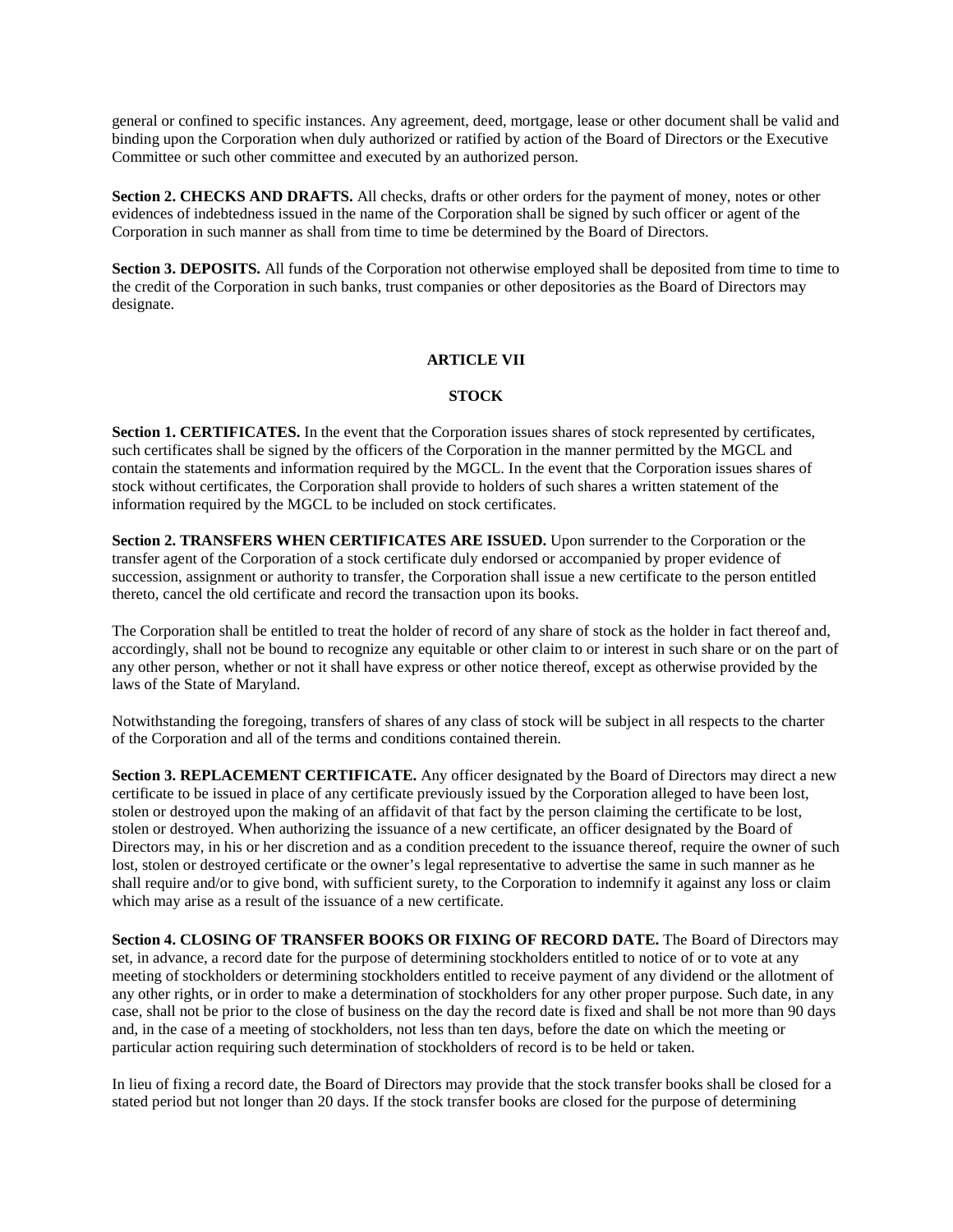general or confined to specific instances. Any agreement, deed, mortgage, lease or other document shall be valid and binding upon the Corporation when duly authorized or ratified by action of the Board of Directors or the Executive Committee or such other committee and executed by an authorized person.

**Section 2. CHECKS AND DRAFTS.** All checks, drafts or other orders for the payment of money, notes or other evidences of indebtedness issued in the name of the Corporation shall be signed by such officer or agent of the Corporation in such manner as shall from time to time be determined by the Board of Directors.

**Section 3. DEPOSITS.** All funds of the Corporation not otherwise employed shall be deposited from time to time to the credit of the Corporation in such banks, trust companies or other depositories as the Board of Directors may designate.

## ARTICLE VII

## STOCK

**Section 1. CERTIFICATES.** In the event that the Corporation issues shares of stock represented by certificates, such certificates shall be signed by the officers of the Corporation in the manner permitted by the MGCL and contain the statements and information required by the MGCL. In the event that the Corporation issues shares of stock without certificates, the Corporation shall provide to holders of such shares a written statement of the information required by the MGCL to be included on stock certificates.

**Section 2. TRANSFERS WHEN CERTIFICATES ARE ISSUED.** Upon surrender to the Corporation or the transfer agent of the Corporation of a stock certificate duly endorsed or accompanied by proper evidence of succession, assignment or authority to transfer, the Corporation shall issue a new certificate to the person entitled thereto, cancel the old certificate and record the transaction upon its books.

The Corporation shall be entitled to treat the holder of record of any share of stock as the holder in fact thereof and, accordingly, shall not be bound to recognize any equitable or other claim to or interest in such share or on the part of any other person, whether or not it shall have express or other notice thereof, except as otherwise provided by the laws of the State of Maryland.

Notwithstanding the foregoing, transfers of shares of any class of stock will be subject in all respects to the charter of the Corporation and all of the terms and conditions contained therein.

**Section 3. REPLACEMENT CERTIFICATE.** Any officer designated by the Board of Directors may direct a new certificate to be issued in place of any certificate previously issued by the Corporation alleged to have been lost, stolen or destroyed upon the making of an affidavit of that fact by the person claiming the certificate to be lost, stolen or destroyed. When authorizing the issuance of a new certificate, an officer designated by the Board of Directors may, in his or her discretion and as a condition precedent to the issuance thereof, require the owner of such lost, stolen or destroyed certificate or the owner's legal representative to advertise the same in such manner as he shall require and/or to give bond, with sufficient surety, to the Corporation to indemnify it against any loss or claim which may arise as a result of the issuance of a new certificate.

**Section 4. CLOSING OF TRANSFER BOOKS OR FIXING OF RECORD DATE.** The Board of Directors may set, in advance, a record date for the purpose of determining stockholders entitled to notice of or to vote at any meeting of stockholders or determining stockholders entitled to receive payment of any dividend or the allotment of any other rights, or in order to make a determination of stockholders for any other proper purpose. Such date, in any case, shall not be prior to the close of business on the day the record date is fixed and shall be not more than 90 days and, in the case of a meeting of stockholders, not less than ten days, before the date on which the meeting or particular action requiring such determination of stockholders of record is to be held or taken.

In lieu of fixing a record date, the Board of Directors may provide that the stock transfer books shall be closed for a stated period but not longer than 20 days. If the stock transfer books are closed for the purpose of determining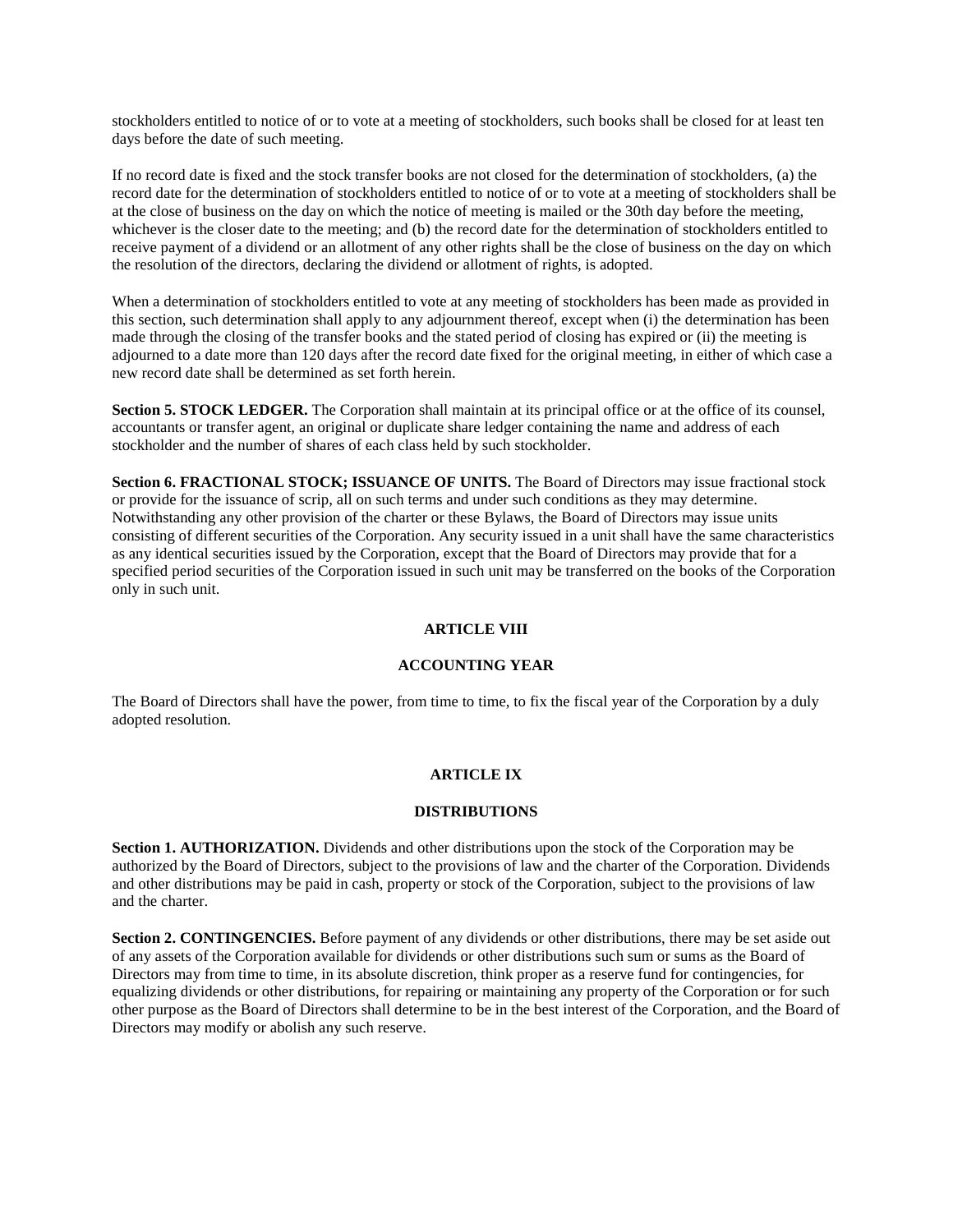stockholders entitled to notice of or to vote at a meeting of stockholders, such books shall be closed for at least ten days before the date of such meeting.

If no record date is fixed and the stock transfer books are not closed for the determination of stockholders, (a) the record date for the determination of stockholders entitled to notice of or to vote at a meeting of stockholders shall be at the close of business on the day on which the notice of meeting is mailed or the 30th day before the meeting, whichever is the closer date to the meeting; and (b) the record date for the determination of stockholders entitled to receive payment of a dividend or an allotment of any other rights shall be the close of business on the day on which the resolution of the directors, declaring the dividend or allotment of rights, is adopted.

When a determination of stockholders entitled to vote at any meeting of stockholders has been made as provided in this section, such determination shall apply to any adjournment thereof, except when (i) the determination has been made through the closing of the transfer books and the stated period of closing has expired or (ii) the meeting is adjourned to a date more than 120 days after the record date fixed for the original meeting, in either of which case a new record date shall be determined as set forth herein.

**Section 5. STOCK LEDGER.** The Corporation shall maintain at its principal office or at the office of its counsel, accountants or transfer agent, an original or duplicate share ledger containing the name and address of each stockholder and the number of shares of each class held by such stockholder.

**Section 6. FRACTIONAL STOCK; ISSUANCE OF UNITS.** The Board of Directors may issue fractional stock or provide for the issuance of scrip, all on such terms and under such conditions as they may determine. Notwithstanding any other provision of the charter or these Bylaws, the Board of Directors may issue units consisting of different securities of the Corporation. Any security issued in a unit shall have the same characteristics as any identical securities issued by the Corporation, except that the Board of Directors may provide that for a specified period securities of the Corporation issued in such unit may be transferred on the books of the Corporation only in such unit.

## ARTICLE VIII

## ACCOUNTING YEAR

The Board of Directors shall have the power, from time to time, to fix the fiscal year of the Corporation by a duly adopted resolution.

## ARTICLE IX

## DISTRIBUTIONS

**Section 1. AUTHORIZATION.** Dividends and other distributions upon the stock of the Corporation may be authorized by the Board of Directors, subject to the provisions of law and the charter of the Corporation. Dividends and other distributions may be paid in cash, property or stock of the Corporation, subject to the provisions of law and the charter.

**Section 2. CONTINGENCIES.** Before payment of any dividends or other distributions, there may be set aside out of any assets of the Corporation available for dividends or other distributions such sum or sums as the Board of Directors may from time to time, in its absolute discretion, think proper as a reserve fund for contingencies, for equalizing dividends or other distributions, for repairing or maintaining any property of the Corporation or for such other purpose as the Board of Directors shall determine to be in the best interest of the Corporation, and the Board of Directors may modify or abolish any such reserve.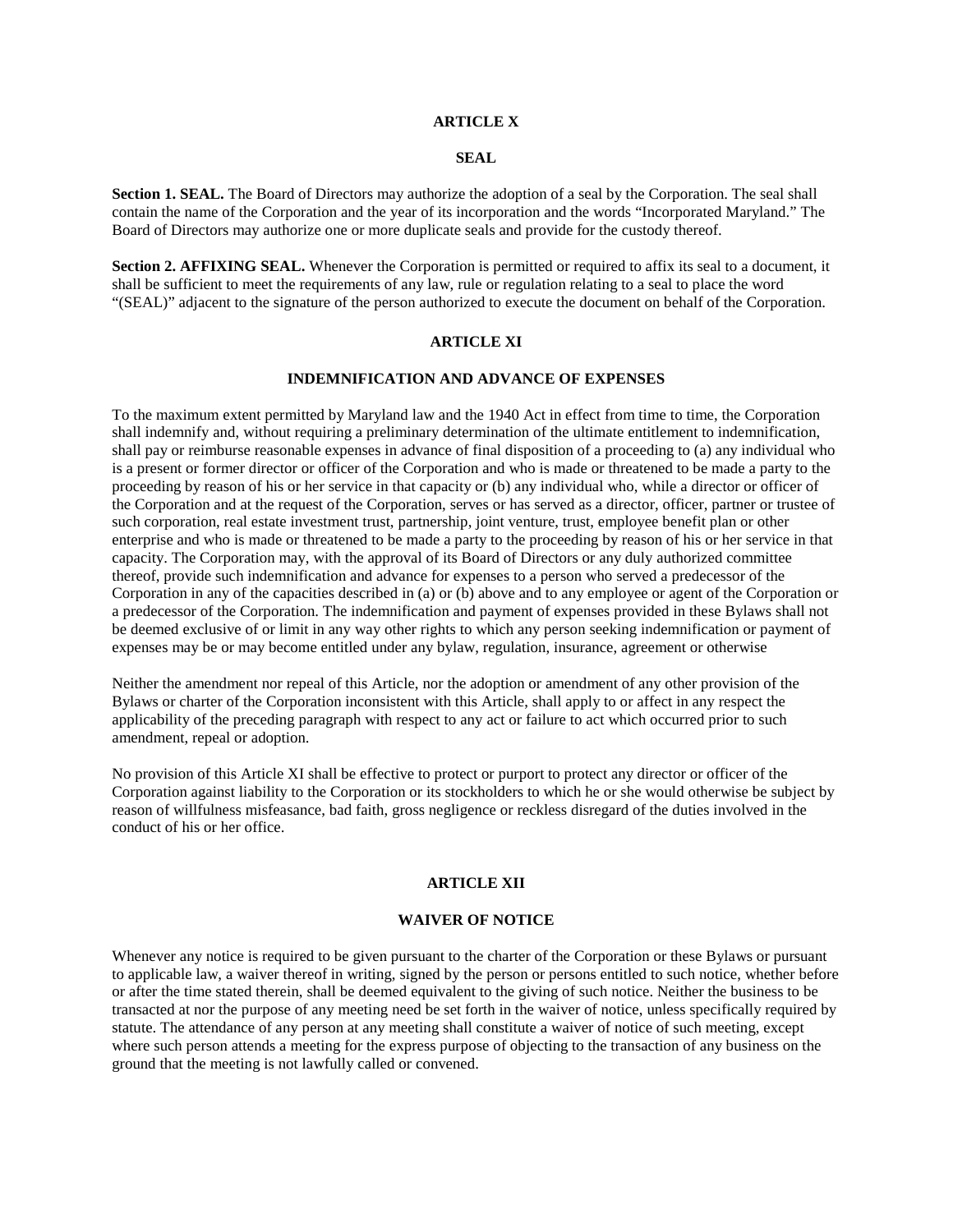## ARTICLE X

## SEAL

**Section 1. SEAL.** The Board of Directors may authorize the adoption of a seal by the Corporation. The seal shall contain the name of the Corporation and the year of its incorporation and the words "Incorporated Maryland." The Board of Directors may authorize one or more duplicate seals and provide for the custody thereof.

**Section 2. AFFIXING SEAL.** Whenever the Corporation is permitted or required to affix its seal to a document, it shall be sufficient to meet the requirements of any law, rule or regulation relating to a seal to place the word "(SEAL)" adjacent to the signature of the person authorized to execute the document on behalf of the Corporation.

## ARTICLE XI

## INDEMNIFICATION AND ADVANCE OF EXPENSES

To the maximum extent permitted by Maryland law and the 1940 Act in effect from time to time, the Corporation shall indemnify and, without requiring a preliminary determination of the ultimate entitlement to indemnification, shall pay or reimburse reasonable expenses in advance of final disposition of a proceeding to (a) any individual who is a present or former director or officer of the Corporation and who is made or threatened to be made a party to the proceeding by reason of his or her service in that capacity or (b) any individual who, while a director or officer of the Corporation and at the request of the Corporation, serves or has served as a director, officer, partner or trustee of such corporation, real estate investment trust, partnership, joint venture, trust, employee benefit plan or other enterprise and who is made or threatened to be made a party to the proceeding by reason of his or her service in that capacity. The Corporation may, with the approval of its Board of Directors or any duly authorized committee thereof, provide such indemnification and advance for expenses to a person who served a predecessor of the Corporation in any of the capacities described in (a) or (b) above and to any employee or agent of the Corporation or a predecessor of the Corporation. The indemnification and payment of expenses provided in these Bylaws shall not be deemed exclusive of or limit in any way other rights to which any person seeking indemnification or payment of expenses may be or may become entitled under any bylaw, regulation, insurance, agreement or otherwise

Neither the amendment nor repeal of this Article, nor the adoption or amendment of any other provision of the Bylaws or charter of the Corporation inconsistent with this Article, shall apply to or affect in any respect the applicability of the preceding paragraph with respect to any act or failure to act which occurred prior to such amendment, repeal or adoption.

No provision of this Article XI shall be effective to protect or purport to protect any director or officer of the Corporation against liability to the Corporation or its stockholders to which he or she would otherwise be subject by reason of willfulness misfeasance, bad faith, gross negligence or reckless disregard of the duties involved in the conduct of his or her office.

## ARTICLE XII

## WAIVER OF NOTICE

Whenever any notice is required to be given pursuant to the charter of the Corporation or these Bylaws or pursuant to applicable law, a waiver thereof in writing, signed by the person or persons entitled to such notice, whether before or after the time stated therein, shall be deemed equivalent to the giving of such notice. Neither the business to be transacted at nor the purpose of any meeting need be set forth in the waiver of notice, unless specifically required by statute. The attendance of any person at any meeting shall constitute a waiver of notice of such meeting, except where such person attends a meeting for the express purpose of objecting to the transaction of any business on the ground that the meeting is not lawfully called or convened.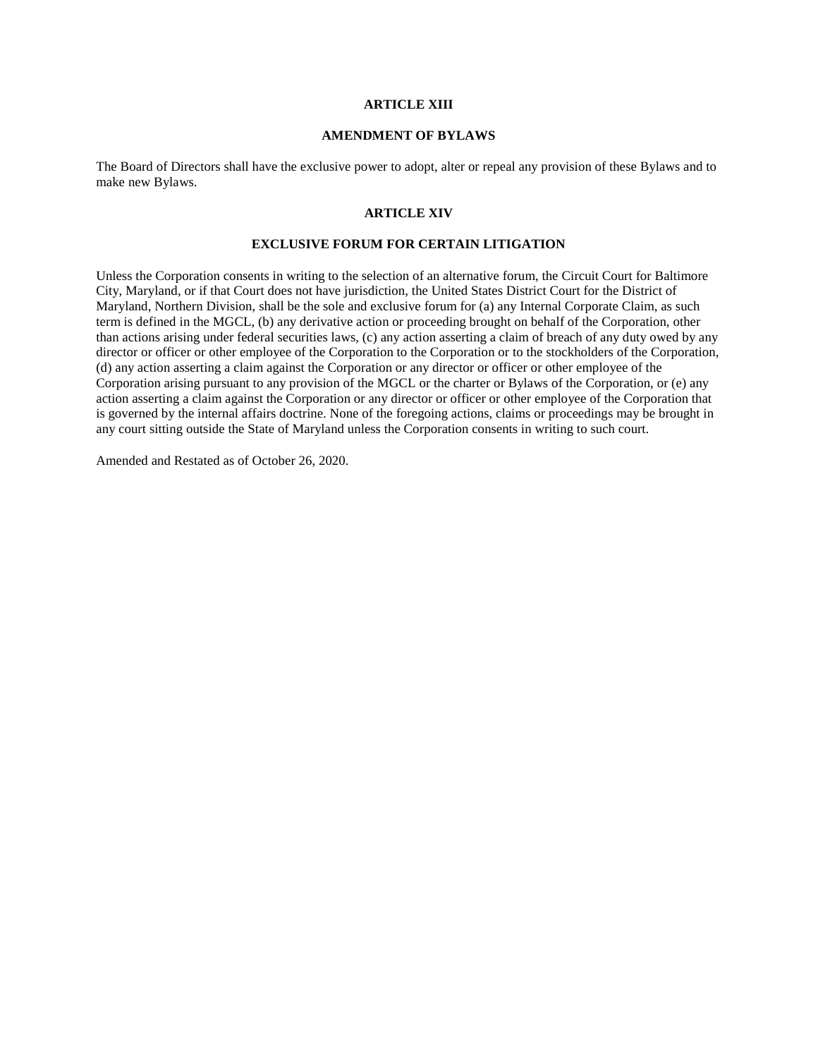## ARTICLE XIII

## AMENDMENT OF BYLAWS

The Board of Directors shall have the exclusive power to adopt, alter or repeal any provision of these Bylaws and to make new Bylaws.

## ARTICLE XIV

## EXCLUSIVE FORUM FOR CERTAIN LITIGATION

Unless the Corporation consents in writing to the selection of an alternative forum, the Circuit Court for Baltimore City, Maryland, or if that Court does not have jurisdiction, the United States District Court for the District of Maryland, Northern Division, shall be the sole and exclusive forum for (a) any Internal Corporate Claim, as such term is defined in the MGCL, (b) any derivative action or proceeding brought on behalf of the Corporation, other than actions arising under federal securities laws, (c) any action asserting a claim of breach of any duty owed by any director or officer or other employee of the Corporation to the Corporation or to the stockholders of the Corporation, (d) any action asserting a claim against the Corporation or any director or officer or other employee of the Corporation arising pursuant to any provision of the MGCL or the charter or Bylaws of the Corporation, or (e) any action asserting a claim against the Corporation or any director or officer or other employee of the Corporation that is governed by the internal affairs doctrine. None of the foregoing actions, claims or proceedings may be brought in any court sitting outside the State of Maryland unless the Corporation consents in writing to such court.

Amended and Restated as of October 26, 2020.